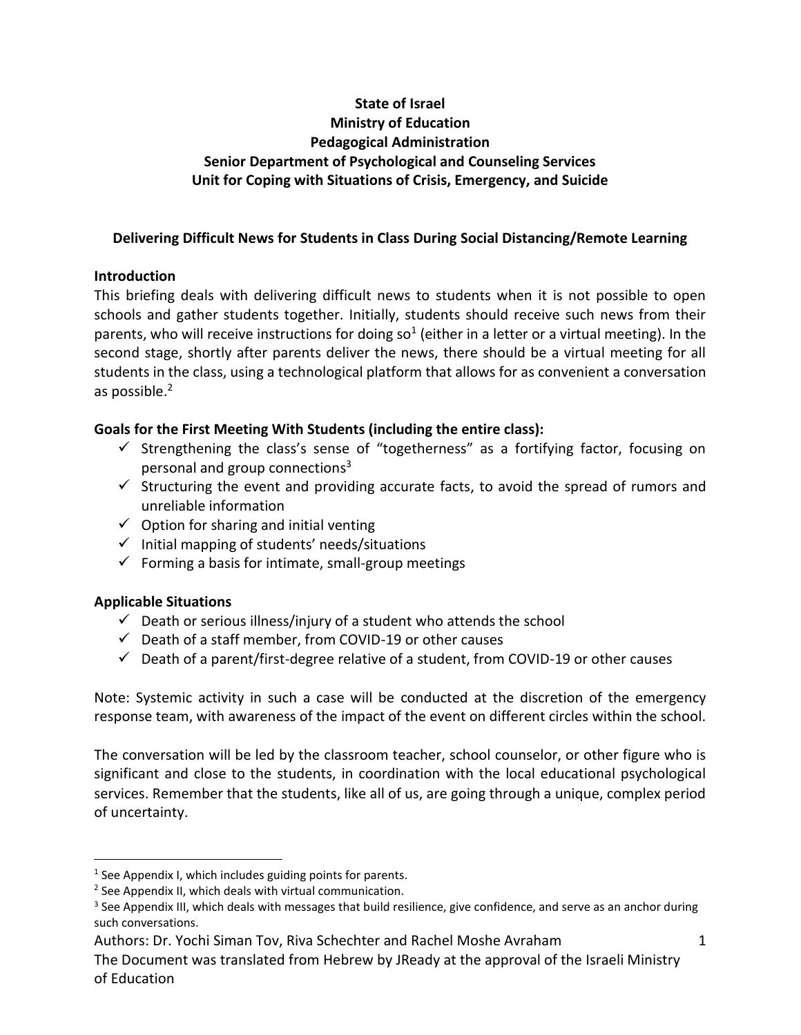**State of Israel**
**Ministry of Education**
**Pedagogical Administration**
**Senior Department of Psychological and Counseling Services**
**Unit for Coping with Situations of Crisis, Emergency, and Suicide**

# Delivering Difficult News for Students in Class During Social Distancing/Remote Learning

## Introduction

This briefing deals with delivering difficult news to students when it is not possible to open schools and gather students together. Initially, students should receive such news from their parents, who will receive instructions for doing so[1] (either in a letter or a virtual meeting). In the second stage, shortly after parents deliver the news, there should be a virtual meeting for all students in the class, using a technological platform that allows for as convenient a conversation as possible.[2]

## Goals for the First Meeting With Students (including the entire class):

- ✓ Strengthening the class's sense of "togetherness" as a fortifying factor, focusing on personal and group connections[3]
- ✓ Structuring the event and providing accurate facts, to avoid the spread of rumors and unreliable information
- ✓ Option for sharing and initial venting
- ✓ Initial mapping of students' needs/situations
- ✓ Forming a basis for intimate, small-group meetings

## Applicable Situations

- ✓ Death or serious illness/injury of a student who attends the school
- ✓ Death of a staff member, from COVID-19 or other causes
- ✓ Death of a parent/first-degree relative of a student, from COVID-19 or other causes

Note: Systemic activity in such a case will be conducted at the discretion of the emergency response team, with awareness of the impact of the event on different circles within the school.

The conversation will be led by the classroom teacher, school counselor, or other figure who is significant and close to the students, in coordination with the local educational psychological services. Remember that the students, like all of us, are going through a unique, complex period of uncertainty.

---

[1] See Appendix I, which includes guiding points for parents.
[2] See Appendix II, which deals with virtual communication.
[3] See Appendix III, which deals with messages that build resilience, give confidence, and serve as an anchor during such conversations.

Authors: Dr. Yochi Siman Tov, Riva Schechter and Rachel Moshe Avraham
The Document was translated from Hebrew by JReady at the approval of the Israeli Ministry of Education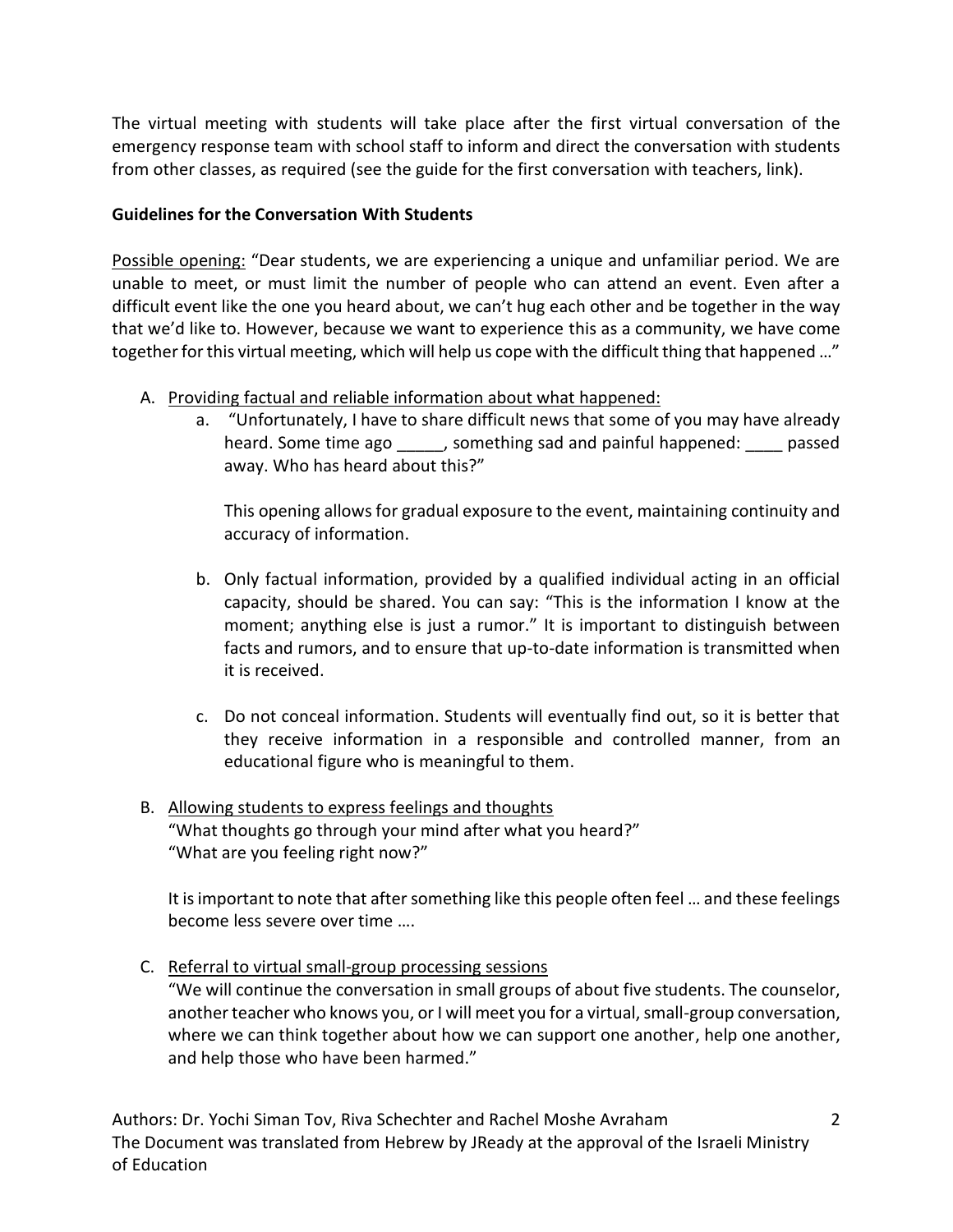The virtual meeting with students will take place after the first virtual conversation of the emergency response team with school staff to inform and direct the conversation with students from other classes, as required (see the guide for the first conversation with teachers, link).

**Guidelines for the Conversation With Students**

Possible opening: "Dear students, we are experiencing a unique and unfamiliar period. We are unable to meet, or must limit the number of people who can attend an event. Even after a difficult event like the one you heard about, we can't hug each other and be together in the way that we'd like to. However, because we want to experience this as a community, we have come together for this virtual meeting, which will help us cope with the difficult thing that happened …"

A. Providing factual and reliable information about what happened:
   a. "Unfortunately, I have to share difficult news that some of you may have already heard. Some time ago _____, something sad and painful happened: ____ passed away. Who has heard about this?"

      This opening allows for gradual exposure to the event, maintaining continuity and accuracy of information.

   b. Only factual information, provided by a qualified individual acting in an official capacity, should be shared. You can say: "This is the information I know at the moment; anything else is just a rumor." It is important to distinguish between facts and rumors, and to ensure that up-to-date information is transmitted when it is received.

   c. Do not conceal information. Students will eventually find out, so it is better that they receive information in a responsible and controlled manner, from an educational figure who is meaningful to them.

B. Allowing students to express feelings and thoughts
   "What thoughts go through your mind after what you heard?"
   "What are you feeling right now?"

   It is important to note that after something like this people often feel … and these feelings become less severe over time ….

C. Referral to virtual small-group processing sessions
   "We will continue the conversation in small groups of about five students. The counselor, another teacher who knows you, or I will meet you for a virtual, small-group conversation, where we can think together about how we can support one another, help one another, and help those who have been harmed."

Authors: Dr. Yochi Siman Tov, Riva Schechter and Rachel Moshe Avraham
The Document was translated from Hebrew by JReady at the approval of the Israeli Ministry of Education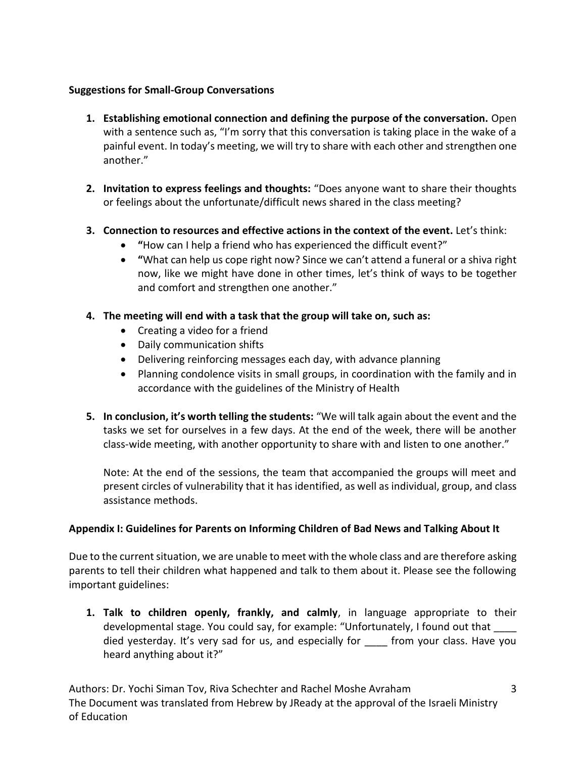**Suggestions for Small-Group Conversations**

1. **Establishing emotional connection and defining the purpose of the conversation.** Open with a sentence such as, "I'm sorry that this conversation is taking place in the wake of a painful event. In today's meeting, we will try to share with each other and strengthen one another."

2. **Invitation to express feelings and thoughts:** "Does anyone want to share their thoughts or feelings about the unfortunate/difficult news shared in the class meeting?

3. **Connection to resources and effective actions in the context of the event.** Let's think:
   - "How can I help a friend who has experienced the difficult event?"
   - "What can help us cope right now? Since we can't attend a funeral or a shiva right now, like we might have done in other times, let's think of ways to be together and comfort and strengthen one another."

4. **The meeting will end with a task that the group will take on, such as:**
   - Creating a video for a friend
   - Daily communication shifts
   - Delivering reinforcing messages each day, with advance planning
   - Planning condolence visits in small groups, in coordination with the family and in accordance with the guidelines of the Ministry of Health

5. **In conclusion, it's worth telling the students:** "We will talk again about the event and the tasks we set for ourselves in a few days. At the end of the week, there will be another class-wide meeting, with another opportunity to share with and listen to one another."

   Note: At the end of the sessions, the team that accompanied the groups will meet and present circles of vulnerability that it has identified, as well as individual, group, and class assistance methods.

**Appendix I: Guidelines for Parents on Informing Children of Bad News and Talking About It**

Due to the current situation, we are unable to meet with the whole class and are therefore asking parents to tell their children what happened and talk to them about it. Please see the following important guidelines:

1. **Talk to children openly, frankly, and calmly**, in language appropriate to their developmental stage. You could say, for example: "Unfortunately, I found out that ____ died yesterday. It's very sad for us, and especially for ____ from your class. Have you heard anything about it?"

Authors: Dr. Yochi Siman Tov, Riva Schechter and Rachel Moshe Avraham
The Document was translated from Hebrew by JReady at the approval of the Israeli Ministry of Education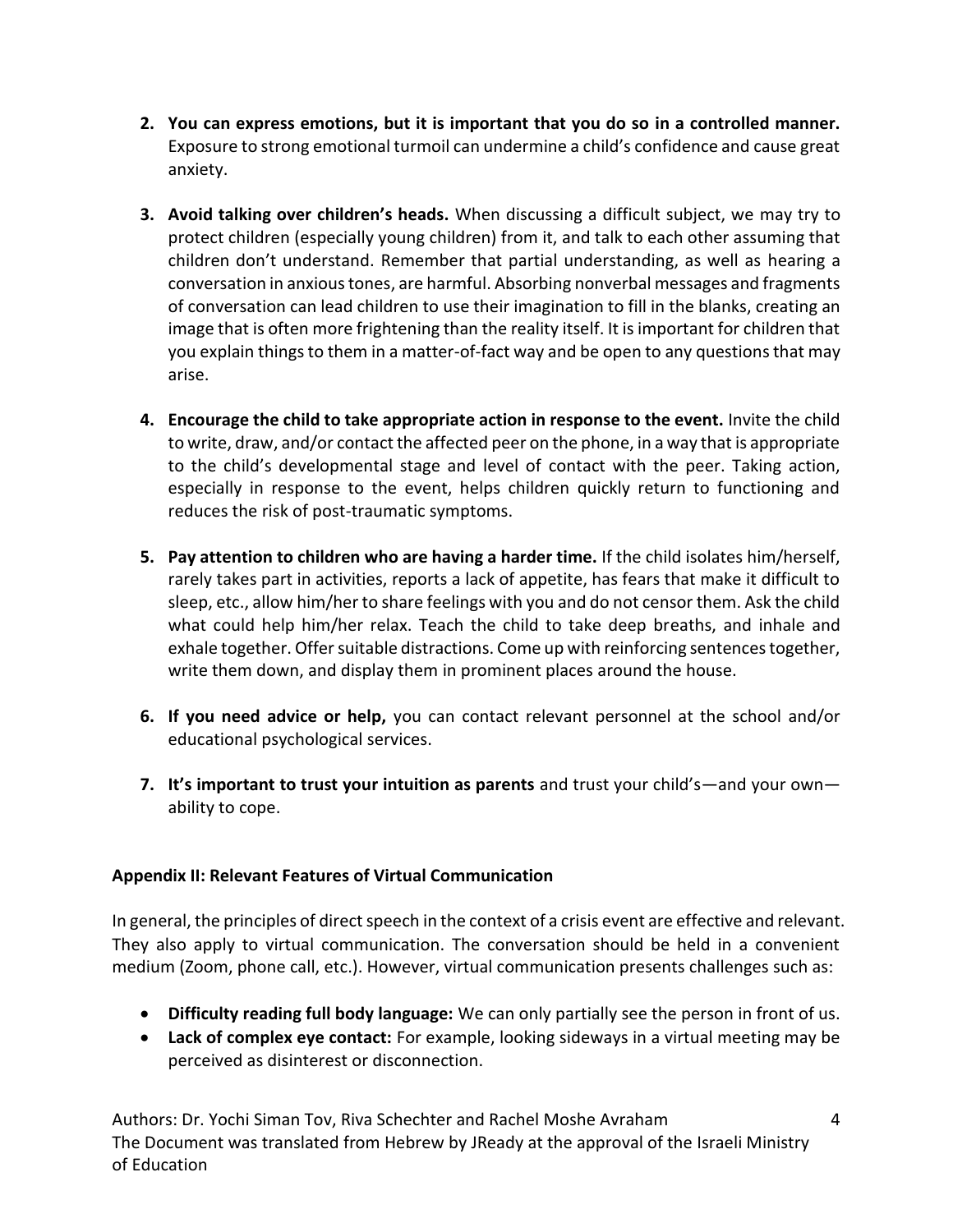2. **You can express emotions, but it is important that you do so in a controlled manner.** Exposure to strong emotional turmoil can undermine a child's confidence and cause great anxiety.

3. **Avoid talking over children's heads.** When discussing a difficult subject, we may try to protect children (especially young children) from it, and talk to each other assuming that children don't understand. Remember that partial understanding, as well as hearing a conversation in anxious tones, are harmful. Absorbing nonverbal messages and fragments of conversation can lead children to use their imagination to fill in the blanks, creating an image that is often more frightening than the reality itself. It is important for children that you explain things to them in a matter-of-fact way and be open to any questions that may arise.

4. **Encourage the child to take appropriate action in response to the event.** Invite the child to write, draw, and/or contact the affected peer on the phone, in a way that is appropriate to the child's developmental stage and level of contact with the peer. Taking action, especially in response to the event, helps children quickly return to functioning and reduces the risk of post-traumatic symptoms.

5. **Pay attention to children who are having a harder time.** If the child isolates him/herself, rarely takes part in activities, reports a lack of appetite, has fears that make it difficult to sleep, etc., allow him/her to share feelings with you and do not censor them. Ask the child what could help him/her relax. Teach the child to take deep breaths, and inhale and exhale together. Offer suitable distractions. Come up with reinforcing sentences together, write them down, and display them in prominent places around the house.

6. **If you need advice or help,** you can contact relevant personnel at the school and/or educational psychological services.

7. **It's important to trust your intuition as parents** and trust your child's—and your own—ability to cope.

### Appendix II: Relevant Features of Virtual Communication

In general, the principles of direct speech in the context of a crisis event are effective and relevant. They also apply to virtual communication. The conversation should be held in a convenient medium (Zoom, phone call, etc.). However, virtual communication presents challenges such as:

- **Difficulty reading full body language:** We can only partially see the person in front of us.
- **Lack of complex eye contact:** For example, looking sideways in a virtual meeting may be perceived as disinterest or disconnection.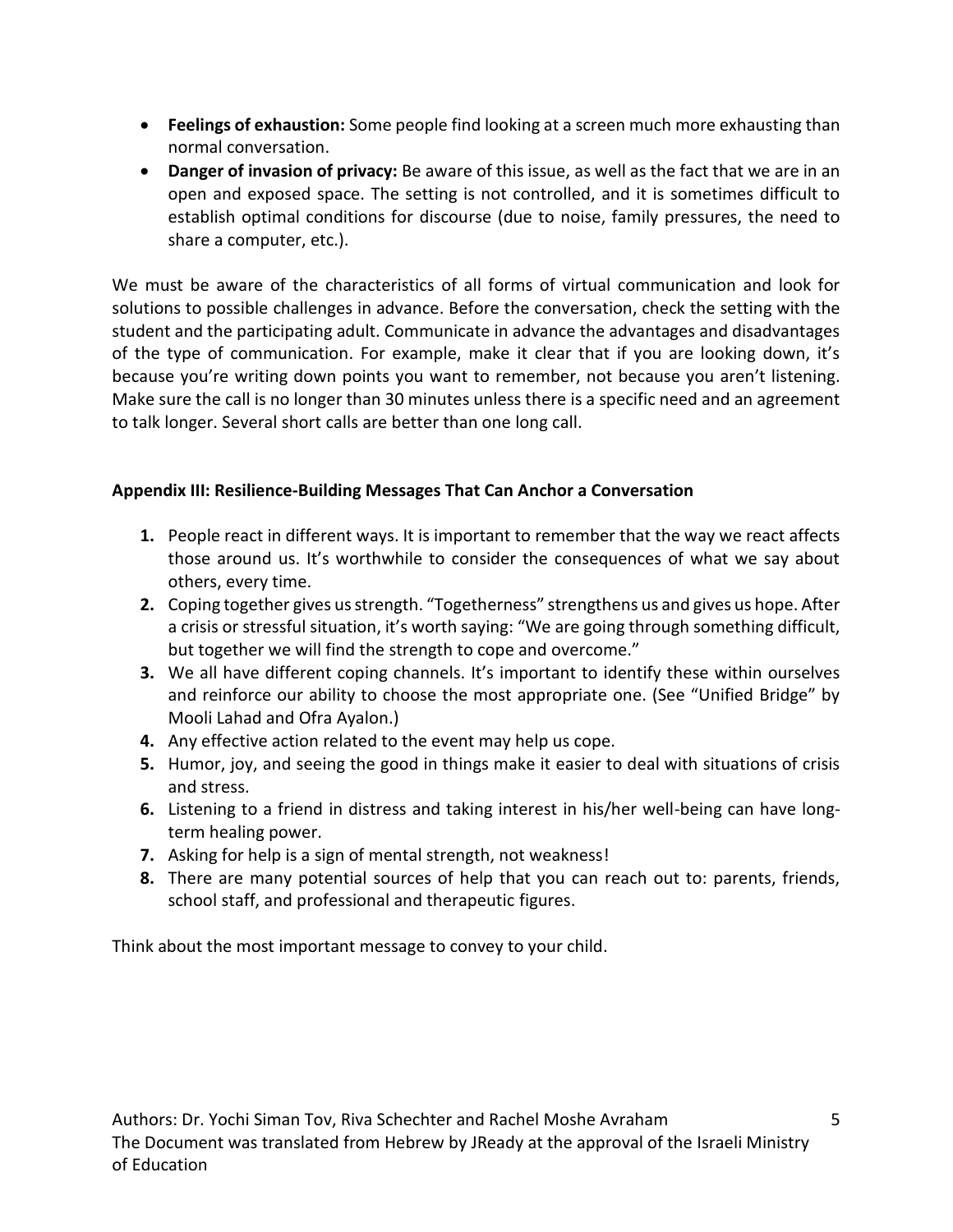- **Feelings of exhaustion:** Some people find looking at a screen much more exhausting than normal conversation.
- **Danger of invasion of privacy:** Be aware of this issue, as well as the fact that we are in an open and exposed space. The setting is not controlled, and it is sometimes difficult to establish optimal conditions for discourse (due to noise, family pressures, the need to share a computer, etc.).

We must be aware of the characteristics of all forms of virtual communication and look for solutions to possible challenges in advance. Before the conversation, check the setting with the student and the participating adult. Communicate in advance the advantages and disadvantages of the type of communication. For example, make it clear that if you are looking down, it's because you're writing down points you want to remember, not because you aren't listening. Make sure the call is no longer than 30 minutes unless there is a specific need and an agreement to talk longer. Several short calls are better than one long call.

**Appendix III: Resilience-Building Messages That Can Anchor a Conversation**

1. People react in different ways. It is important to remember that the way we react affects those around us. It's worthwhile to consider the consequences of what we say about others, every time.
2. Coping together gives us strength. "Togetherness" strengthens us and gives us hope. After a crisis or stressful situation, it's worth saying: "We are going through something difficult, but together we will find the strength to cope and overcome."
3. We all have different coping channels. It's important to identify these within ourselves and reinforce our ability to choose the most appropriate one. (See "Unified Bridge" by Mooli Lahad and Ofra Ayalon.)
4. Any effective action related to the event may help us cope.
5. Humor, joy, and seeing the good in things make it easier to deal with situations of crisis and stress.
6. Listening to a friend in distress and taking interest in his/her well-being can have long-term healing power.
7. Asking for help is a sign of mental strength, not weakness!
8. There are many potential sources of help that you can reach out to: parents, friends, school staff, and professional and therapeutic figures.

Think about the most important message to convey to your child.